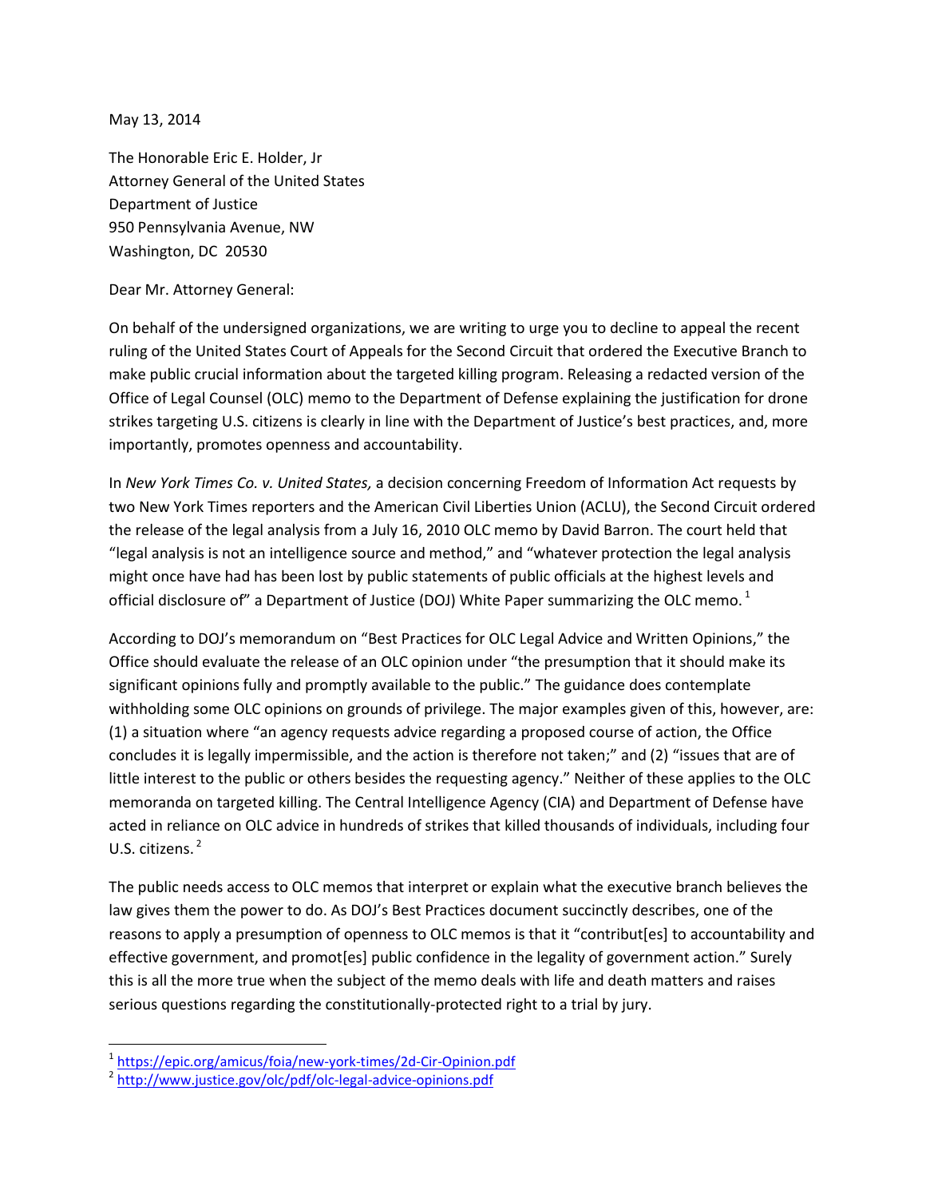May 13, 2014

The Honorable Eric E. Holder, Jr
Attorney General of the United States
Department of Justice
950 Pennsylvania Avenue, NW
Washington, DC 20530

Dear Mr. Attorney General:

On behalf of the undersigned organizations, we are writing to urge you to decline to appeal the recent ruling of the United States Court of Appeals for the Second Circuit that ordered the Executive Branch to make public crucial information about the targeted killing program. Releasing a redacted version of the Office of Legal Counsel (OLC) memo to the Department of Defense explaining the justification for drone strikes targeting U.S. citizens is clearly in line with the Department of Justice's best practices, and, more importantly, promotes openness and accountability.

In *New York Times Co. v. United States,* a decision concerning Freedom of Information Act requests by two New York Times reporters and the American Civil Liberties Union (ACLU), the Second Circuit ordered the release of the legal analysis from a July 16, 2010 OLC memo by David Barron. The court held that "legal analysis is not an intelligence source and method," and "whatever protection the legal analysis might once have had has been lost by public statements of public officials at the highest levels and official disclosure of" a Department of Justice (DOJ) White Paper summarizing the OLC memo. [1]

According to DOJ's memorandum on "Best Practices for OLC Legal Advice and Written Opinions," the Office should evaluate the release of an OLC opinion under "the presumption that it should make its significant opinions fully and promptly available to the public." The guidance does contemplate withholding some OLC opinions on grounds of privilege. The major examples given of this, however, are: (1) a situation where "an agency requests advice regarding a proposed course of action, the Office concludes it is legally impermissible, and the action is therefore not taken;" and (2) "issues that are of little interest to the public or others besides the requesting agency." Neither of these applies to the OLC memoranda on targeted killing. The Central Intelligence Agency (CIA) and Department of Defense have acted in reliance on OLC advice in hundreds of strikes that killed thousands of individuals, including four U.S. citizens. [2]

The public needs access to OLC memos that interpret or explain what the executive branch believes the law gives them the power to do. As DOJ's Best Practices document succinctly describes, one of the reasons to apply a presumption of openness to OLC memos is that it "contribut[es] to accountability and effective government, and promot[es] public confidence in the legality of government action." Surely this is all the more true when the subject of the memo deals with life and death matters and raises serious questions regarding the constitutionally-protected right to a trial by jury.

---

[1] https://epic.org/amicus/foia/new-york-times/2d-Cir-Opinion.pdf

[2] http://www.justice.gov/olc/pdf/olc-legal-advice-opinions.pdf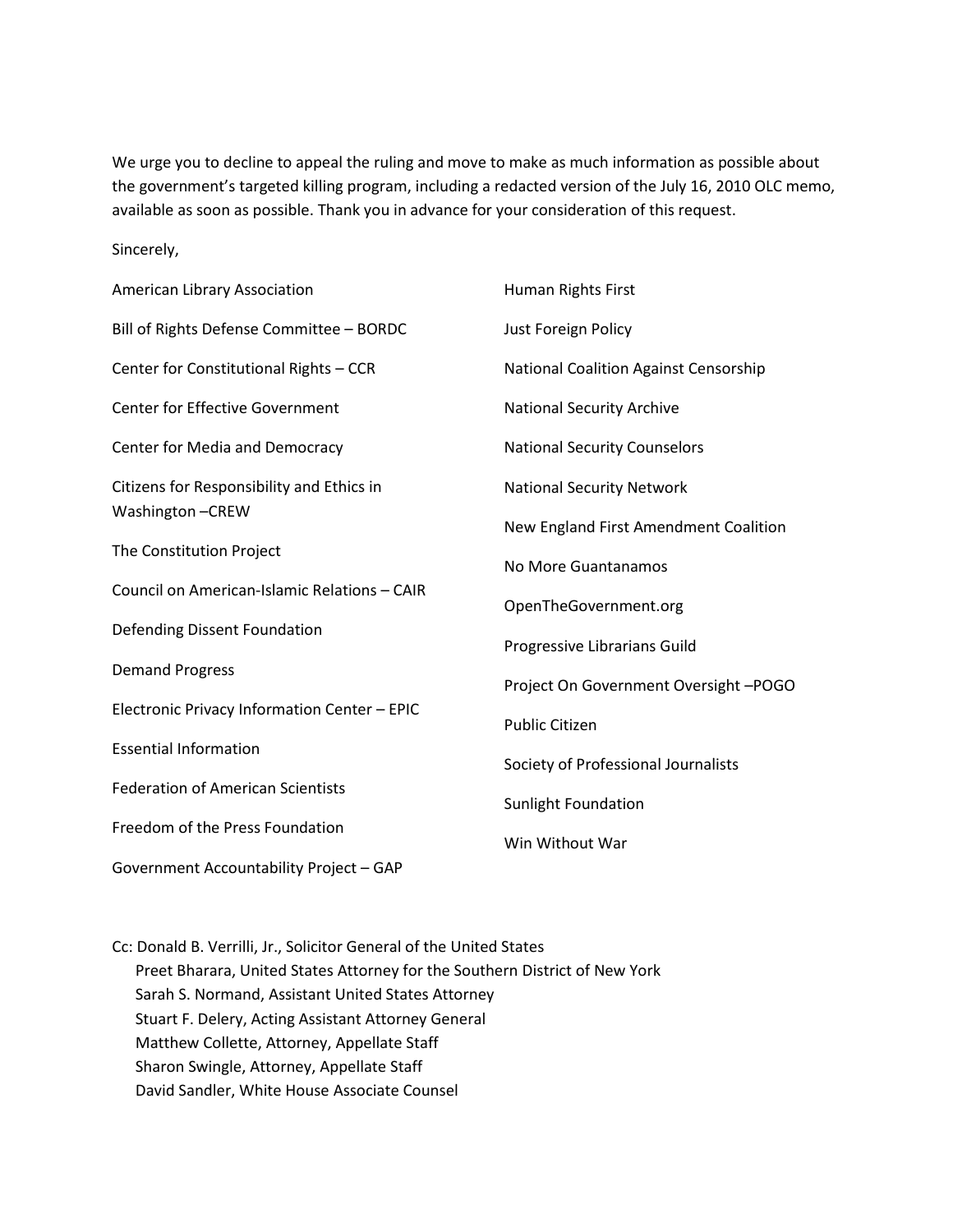We urge you to decline to appeal the ruling and move to make as much information as possible about the government's targeted killing program, including a redacted version of the July 16, 2010 OLC memo, available as soon as possible. Thank you in advance for your consideration of this request.

Sincerely,

American Library Association

Bill of Rights Defense Committee – BORDC

Center for Constitutional Rights – CCR

Center for Effective Government

Center for Media and Democracy

Citizens for Responsibility and Ethics in Washington –CREW

The Constitution Project

Council on American-Islamic Relations – CAIR

Defending Dissent Foundation

Demand Progress

Electronic Privacy Information Center – EPIC

Essential Information

Federation of American Scientists

Freedom of the Press Foundation

Government Accountability Project – GAP

Human Rights First

Just Foreign Policy

National Coalition Against Censorship

National Security Archive

National Security Counselors

National Security Network

New England First Amendment Coalition

No More Guantanamos

OpenTheGovernment.org

Progressive Librarians Guild

Project On Government Oversight –POGO

Public Citizen

Society of Professional Journalists

Sunlight Foundation

Win Without War

Cc: Donald B. Verrilli, Jr., Solicitor General of the United States
Preet Bharara, United States Attorney for the Southern District of New York
Sarah S. Normand, Assistant United States Attorney
Stuart F. Delery, Acting Assistant Attorney General
Matthew Collette, Attorney, Appellate Staff
Sharon Swingle, Attorney, Appellate Staff
David Sandler, White House Associate Counsel